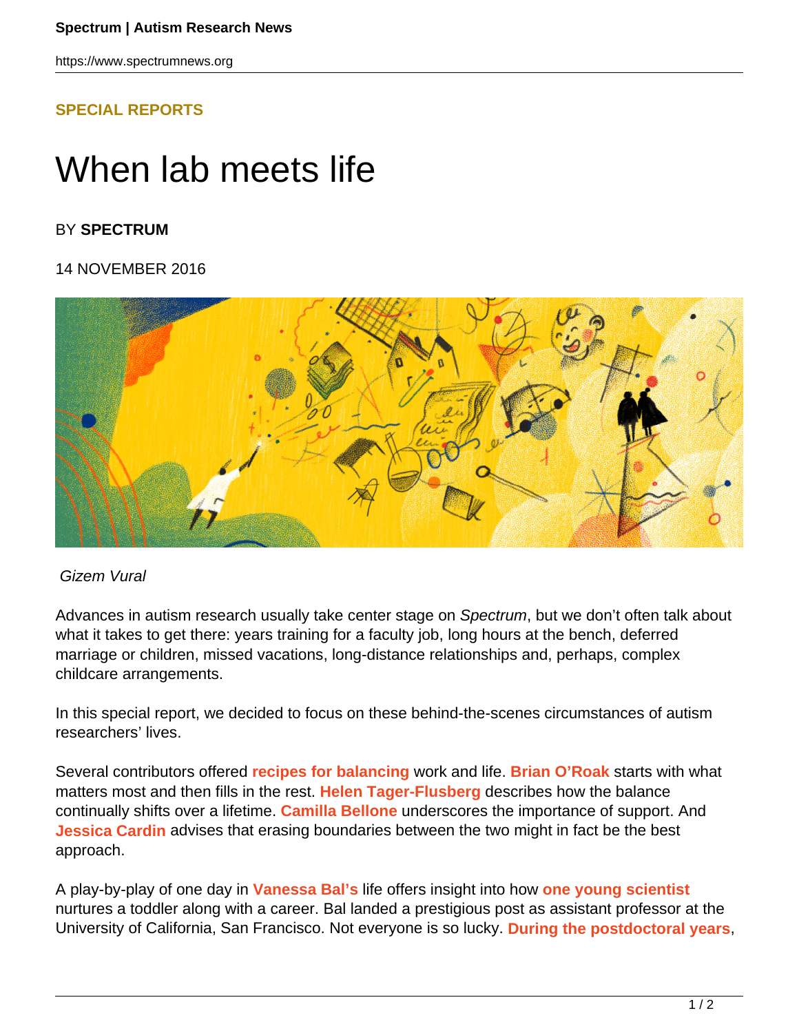SPECIAL REPORTS

# When lab meets life

BY **SPECTRUM**

14 NOVEMBER 2016

*Gizem Vural*

Advances in autism research usually take center stage on *Spectrum*, but we don't often talk about what it takes to get there: years training for a faculty job, long hours at the bench, deferred marriage or children, missed vacations, long-distance relationships and, perhaps, complex childcare arrangements.

In this special report, we decided to focus on these behind-the-scenes circumstances of autism researchers' lives.

Several contributors offered **recipes for balancing** work and life. **Brian O'Roak** starts with what matters most and then fills in the rest. **Helen Tager-Flusberg** describes how the balance continually shifts over a lifetime. **Camilla Bellone** underscores the importance of support. And **Jessica Cardin** advises that erasing boundaries between the two might in fact be the best approach.

A play-by-play of one day in **Vanessa Bal's** life offers insight into how **one young scientist** nurtures a toddler along with a career. Bal landed a prestigious post as assistant professor at the University of California, San Francisco. Not everyone is so lucky. **During the postdoctoral years**,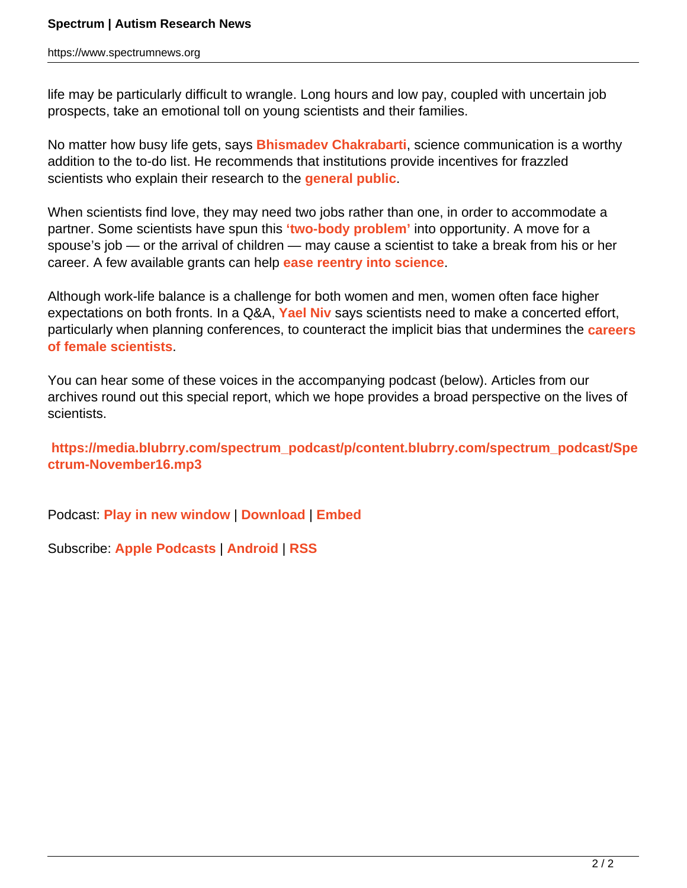life may be particularly difficult to wrangle. Long hours and low pay, coupled with uncertain job prospects, take an emotional toll on young scientists and their families.

No matter how busy life gets, says **Bhismadev Chakrabarti**, science communication is a worthy addition to the to-do list. He recommends that institutions provide incentives for frazzled scientists who explain their research to the **general public**.

When scientists find love, they may need two jobs rather than one, in order to accommodate a partner. Some scientists have spun this **'two-body problem'** into opportunity. A move for a spouse's job — or the arrival of children — may cause a scientist to take a break from his or her career. A few available grants can help **ease reentry into science**.

Although work-life balance is a challenge for both women and men, women often face higher expectations on both fronts. In a Q&A, **Yael Niv** says scientists need to make a concerted effort, particularly when planning conferences, to counteract the implicit bias that undermines the **careers of female scientists**.

You can hear some of these voices in the accompanying podcast (below). Articles from our archives round out this special report, which we hope provides a broad perspective on the lives of scientists.

**https://media.blubrry.com/spectrum_podcast/p/content.blubrry.com/spectrum_podcast/Spectrum-November16.mp3**

Podcast: **Play in new window** | **Download** | **Embed**

Subscribe: **Apple Podcasts** | **Android** | **RSS**